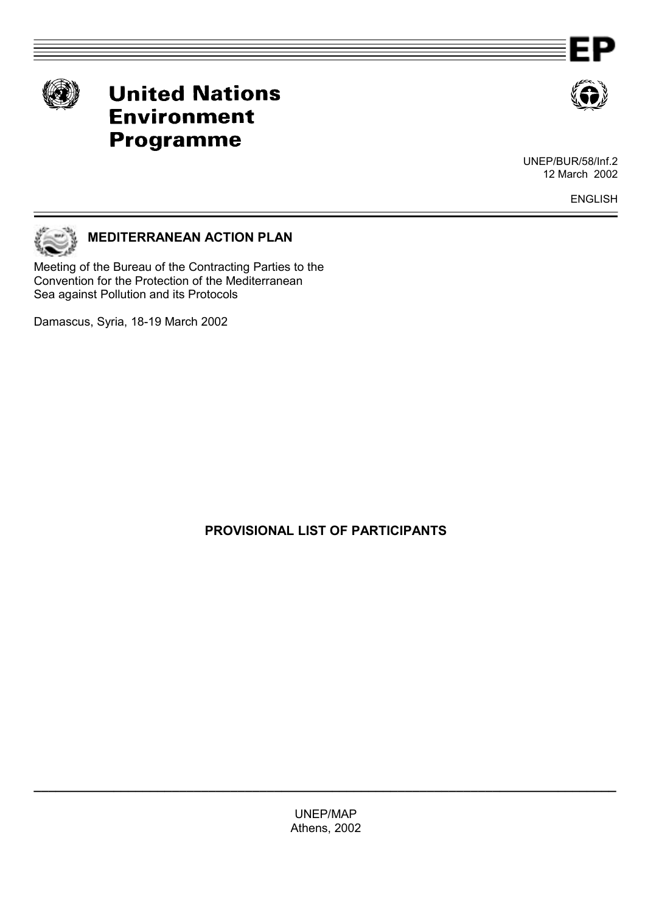EP

# United Nations Environment Programme

UNEP/BUR/58/Inf.2
12 March 2002

ENGLISH

## MEDITERRANEAN ACTION PLAN

Meeting of the Bureau of the Contracting Parties to the Convention for the Protection of the Mediterranean Sea against Pollution and its Protocols

Damascus, Syria, 18-19 March 2002

## PROVISIONAL LIST OF PARTICIPANTS

UNEP/MAP
Athens, 2002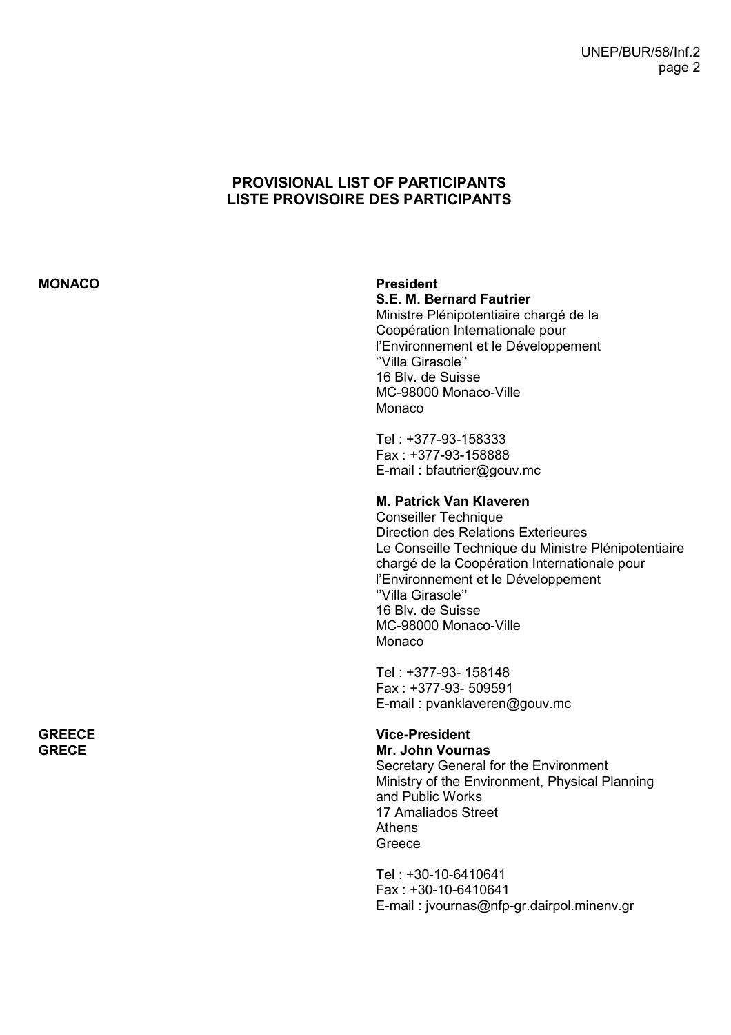## PROVISIONAL LIST OF PARTICIPANTS
## LISTE PROVISOIRE DES PARTICIPANTS

**MONACO**

**President**
**S.E. M. Bernard Fautrier**
Ministre Plénipotentiaire chargé de la
Coopération Internationale pour
l'Environnement et le Développement
''Villa Girasole''
16 Blv. de Suisse
MC-98000 Monaco-Ville
Monaco

Tel : +377-93-158333
Fax : +377-93-158888
E-mail : bfautrier@gouv.mc

**M. Patrick Van Klaveren**
Conseiller Technique
Direction des Relations Exterieures
Le Conseille Technique du Ministre Plénipotentiaire
chargé de la Coopération Internationale pour
l'Environnement et le Développement
''Villa Girasole''
16 Blv. de Suisse
MC-98000 Monaco-Ville
Monaco

Tel : +377-93- 158148
Fax : +377-93- 509591
E-mail : pvanklaveren@gouv.mc

**GREECE**
**GRECE**

**Vice-President**
**Mr. John Vournas**
Secretary General for the Environment
Ministry of the Environment, Physical Planning
and Public Works
17 Amaliados Street
Athens
Greece

Tel : +30-10-6410641
Fax : +30-10-6410641
E-mail : jvournas@nfp-gr.dairpol.minenv.gr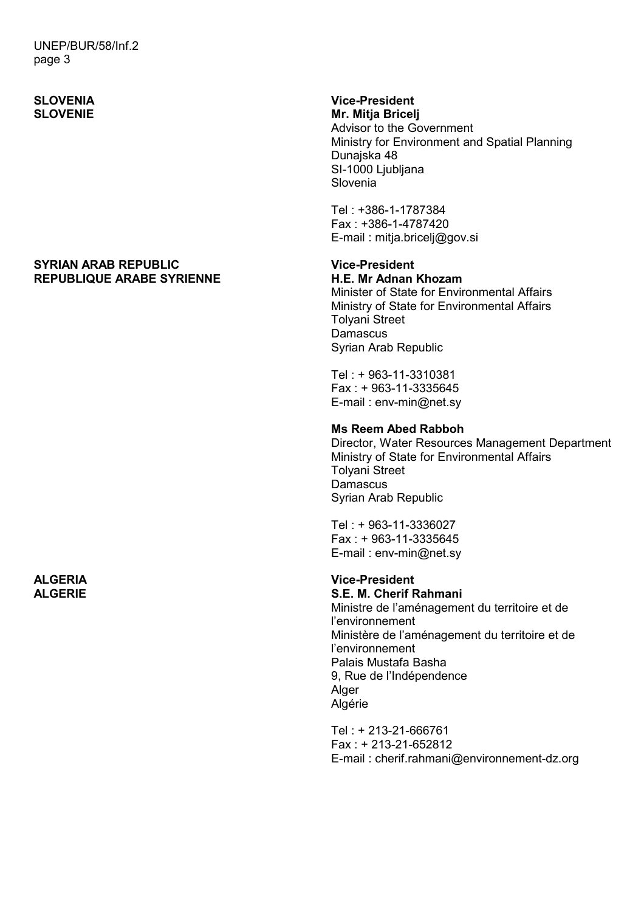**SLOVENIA**
**SLOVENIE**

**Vice-President**
**Mr. Mitja Bricelj**
Advisor to the Government
Ministry for Environment and Spatial Planning
Dunajska 48
SI-1000 Ljubljana
Slovenia

Tel : +386-1-1787384
Fax : +386-1-4787420
E-mail : mitja.bricelj@gov.si

**SYRIAN ARAB REPUBLIC**
**REPUBLIQUE ARABE SYRIENNE**

**Vice-President**
**H.E. Mr Adnan Khozam**
Minister of State for Environmental Affairs
Ministry of State for Environmental Affairs
Tolyani Street
Damascus
Syrian Arab Republic

Tel : + 963-11-3310381
Fax : + 963-11-3335645
E-mail : env-min@net.sy

**Ms Reem Abed Rabboh**
Director, Water Resources Management Department
Ministry of State for Environmental Affairs
Tolyani Street
Damascus
Syrian Arab Republic

Tel : + 963-11-3336027
Fax : + 963-11-3335645
E-mail : env-min@net.sy

**ALGERIA**
**ALGERIE**

**Vice-President**
**S.E. M. Cherif Rahmani**
Ministre de l'aménagement du territoire et de l'environnement
Ministère de l'aménagement du territoire et de l'environnement
Palais Mustafa Basha
9, Rue de l'Indépendence
Alger
Algérie

Tel : + 213-21-666761
Fax : + 213-21-652812
E-mail : cherif.rahmani@environnement-dz.org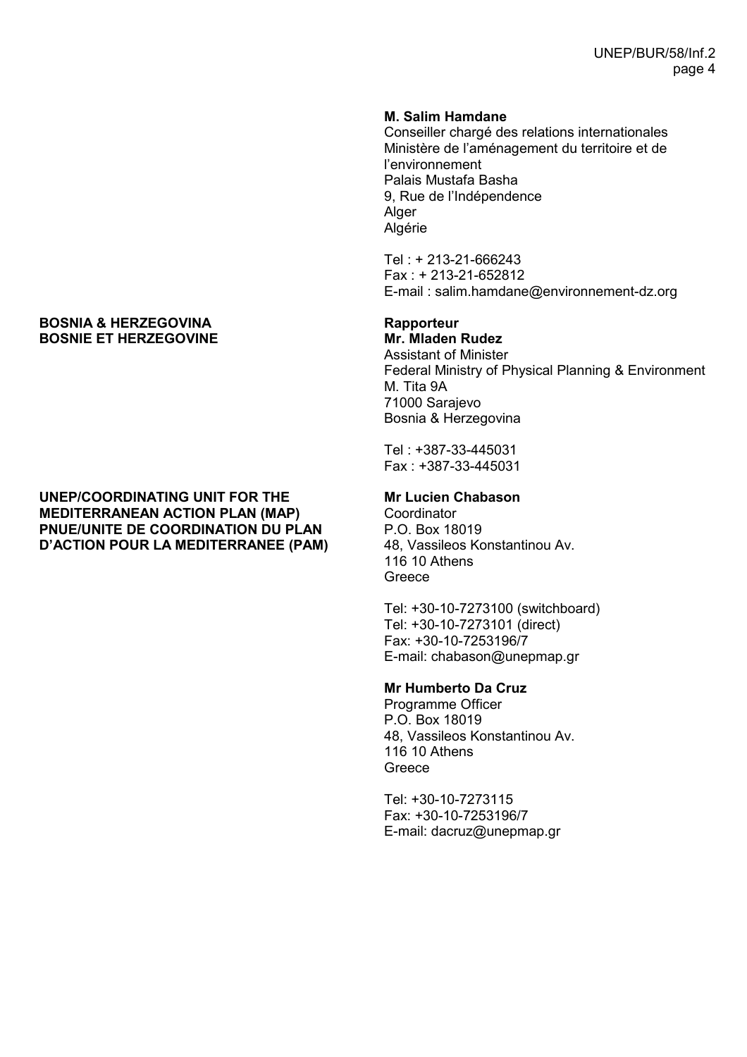**M. Salim Hamdane**
Conseiller chargé des relations internationales
Ministère de l'aménagement du territoire et de l'environnement
Palais Mustafa Basha
9, Rue de l'Indépendence
Alger
Algérie

Tel : + 213-21-666243
Fax : + 213-21-652812
E-mail : salim.hamdane@environnement-dz.org

**BOSNIA & HERZEGOVINA**
**BOSNIE ET HERZEGOVINE**

**Rapporteur**
**Mr. Mladen Rudez**
Assistant of Minister
Federal Ministry of Physical Planning & Environment
M. Tita 9A
71000 Sarajevo
Bosnia & Herzegovina

Tel : +387-33-445031
Fax : +387-33-445031

**UNEP/COORDINATING UNIT FOR THE MEDITERRANEAN ACTION PLAN (MAP)**
**PNUE/UNITE DE COORDINATION DU PLAN D'ACTION POUR LA MEDITERRANEE (PAM)**

**Mr Lucien Chabason**
Coordinator
P.O. Box 18019
48, Vassileos Konstantinou Av.
116 10 Athens
Greece

Tel: +30-10-7273100 (switchboard)
Tel: +30-10-7273101 (direct)
Fax: +30-10-7253196/7
E-mail: chabason@unepmap.gr

**Mr Humberto Da Cruz**
Programme Officer
P.O. Box 18019
48, Vassileos Konstantinou Av.
116 10 Athens
Greece

Tel: +30-10-7273115
Fax: +30-10-7253196/7
E-mail: dacruz@unepmap.gr